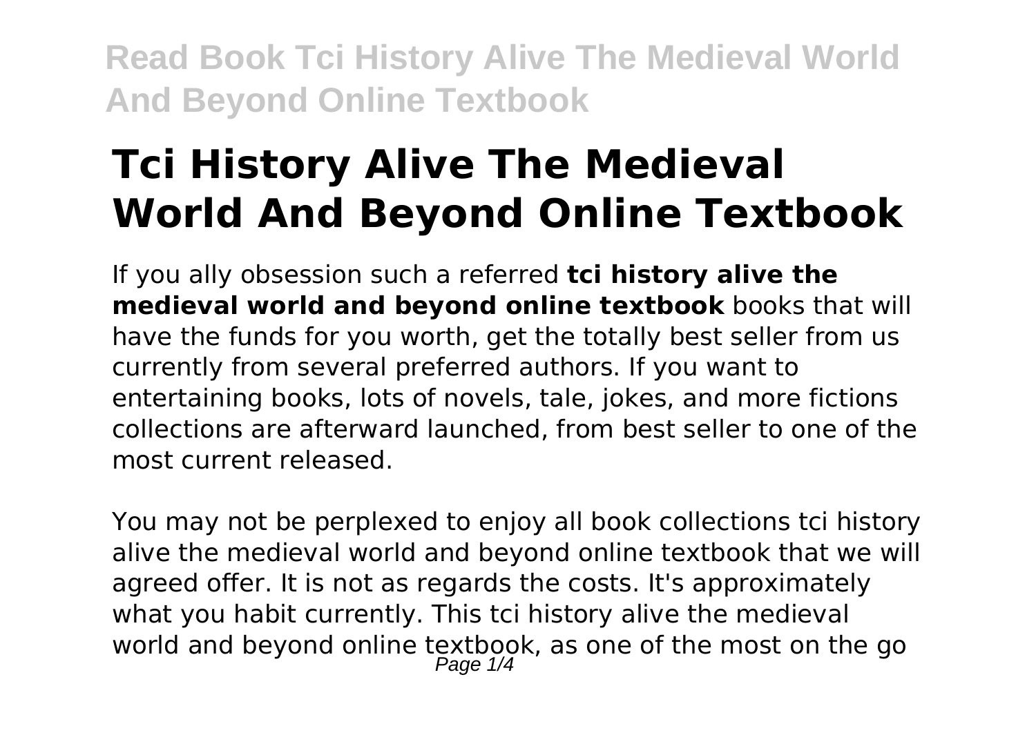# Tci History Alive The Medieval World And Beyond Online Textbook

If you ally obsession such a referred **tci history alive the medieval world and beyond online textbook** books that will have the funds for you worth, get the totally best seller from us currently from several preferred authors. If you want to entertaining books, lots of novels, tale, jokes, and more fictions collections are afterward launched, from best seller to one of the most current released.

You may not be perplexed to enjoy all book collections tci history alive the medieval world and beyond online textbook that we will agreed offer. It is not as regards the costs. It's approximately what you habit currently. This tci history alive the medieval world and beyond online textbook, as one of the most on the go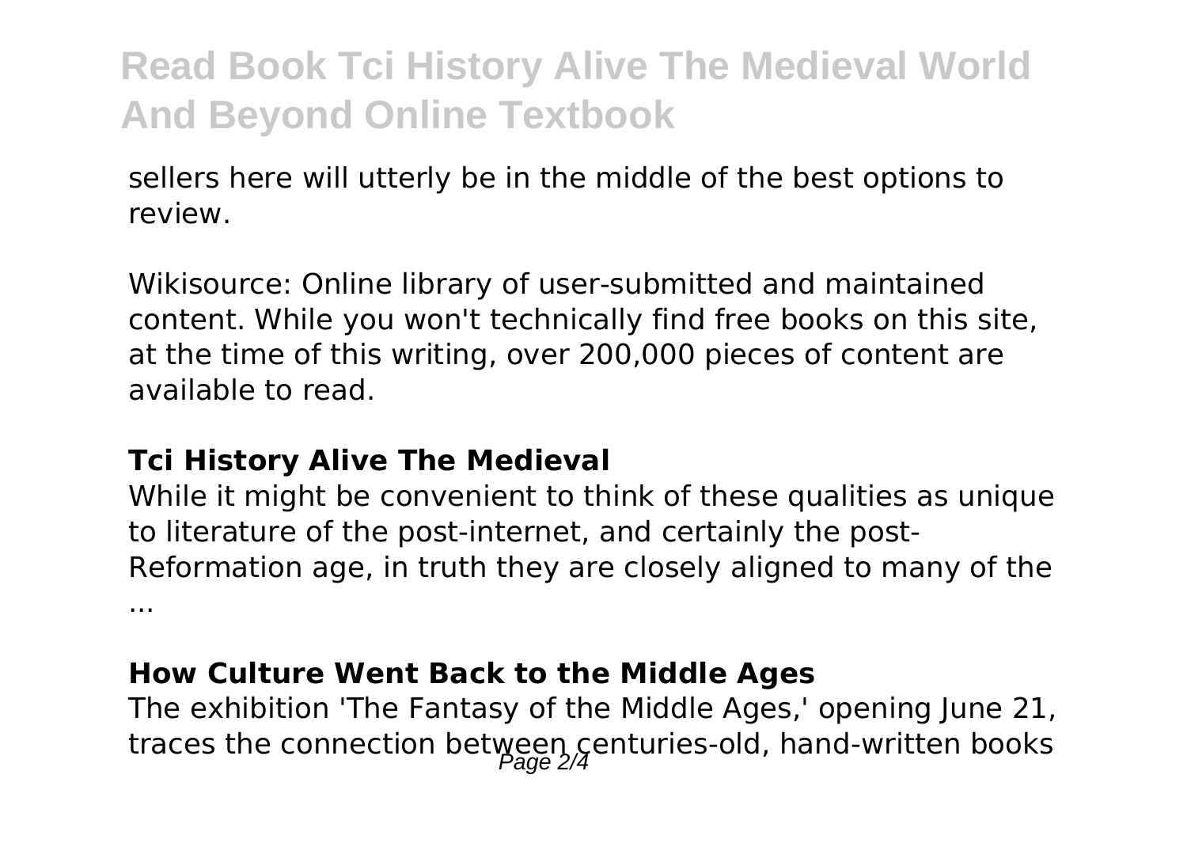sellers here will utterly be in the middle of the best options to review.

Wikisource: Online library of user-submitted and maintained content. While you won't technically find free books on this site, at the time of this writing, over 200,000 pieces of content are available to read.

### Tci History Alive The Medieval

While it might be convenient to think of these qualities as unique to literature of the post-internet, and certainly the post-Reformation age, in truth they are closely aligned to many of the ...

### How Culture Went Back to the Middle Ages

The exhibition 'The Fantasy of the Middle Ages,' opening June 21, traces the connection between centuries-old, hand-written books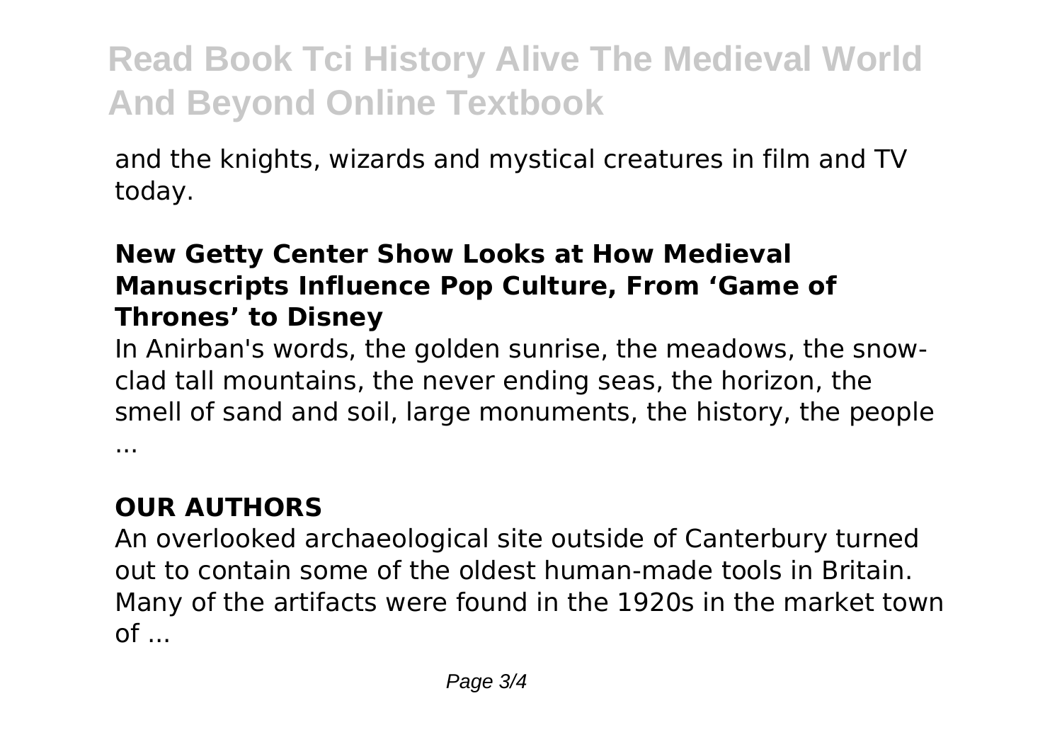and the knights, wizards and mystical creatures in film and TV today.

### New Getty Center Show Looks at How Medieval Manuscripts Influence Pop Culture, From 'Game of Thrones' to Disney

In Anirban's words, the golden sunrise, the meadows, the snow-clad tall mountains, the never ending seas, the horizon, the smell of sand and soil, large monuments, the history, the people ...

### OUR AUTHORS

An overlooked archaeological site outside of Canterbury turned out to contain some of the oldest human-made tools in Britain. Many of the artifacts were found in the 1920s in the market town of ...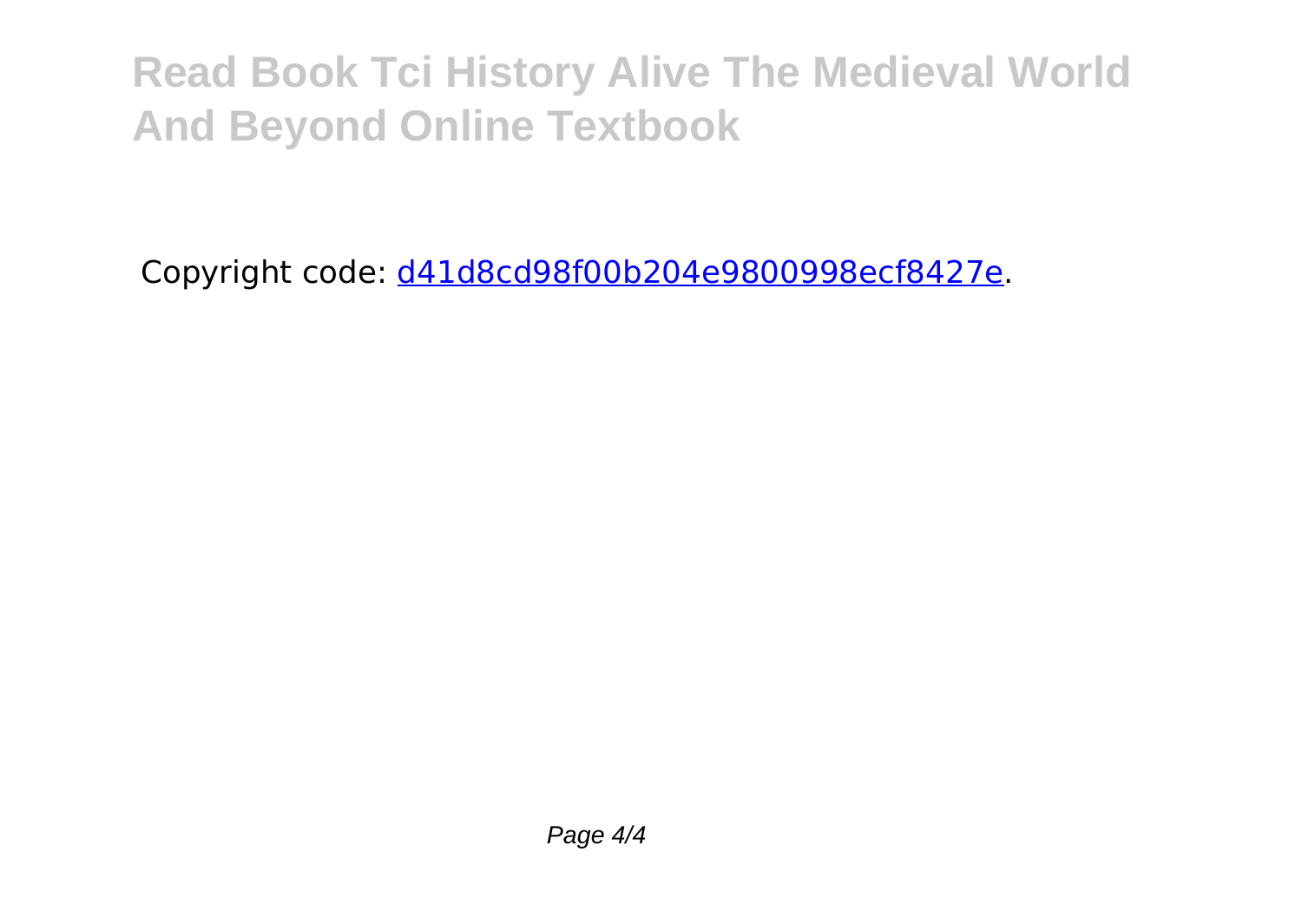Copyright code: d41d8cd98f00b204e9800998ecf8427e.